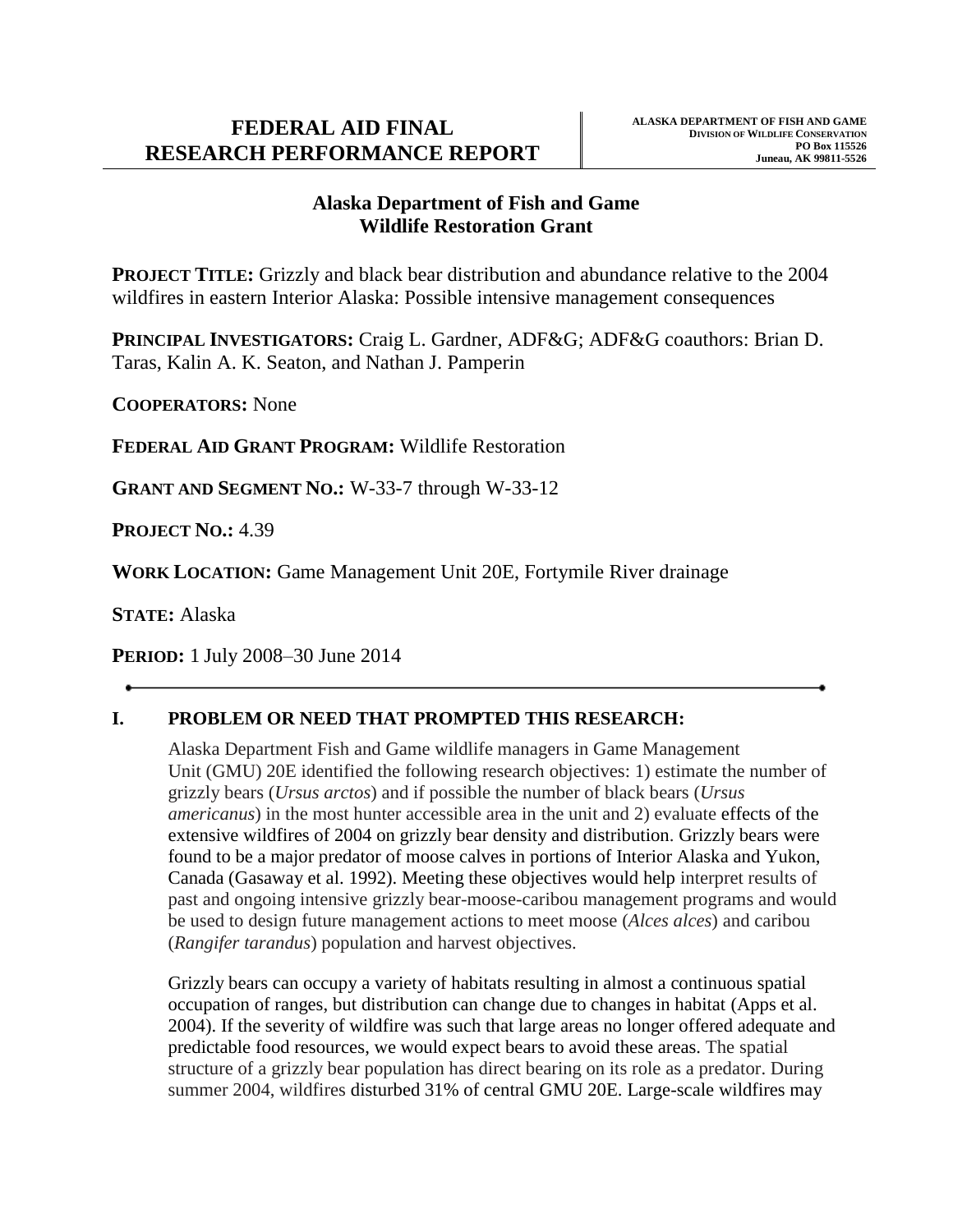# FEDERAL AID FINAL RESEARCH PERFORMANCE REPORT

**ALASKA DEPARTMENT OF FISH AND GAME**
**DIVISION OF WILDLIFE CONSERVATION**
**PO Box 115526**
**Juneau, AK 99811-5526**

## Alaska Department of Fish and Game
## Wildlife Restoration Grant

**PROJECT TITLE:** Grizzly and black bear distribution and abundance relative to the 2004 wildfires in eastern Interior Alaska: Possible intensive management consequences

**PRINCIPAL INVESTIGATORS:** Craig L. Gardner, ADF&G; ADF&G coauthors: Brian D. Taras, Kalin A. K. Seaton, and Nathan J. Pamperin

**COOPERATORS:** None

**FEDERAL AID GRANT PROGRAM:** Wildlife Restoration

**GRANT AND SEGMENT NO.:** W-33-7 through W-33-12

**PROJECT NO.:** 4.39

**WORK LOCATION:** Game Management Unit 20E, Fortymile River drainage

**STATE:** Alaska

**PERIOD:** 1 July 2008–30 June 2014

---

## I. PROBLEM OR NEED THAT PROMPTED THIS RESEARCH:

Alaska Department Fish and Game wildlife managers in Game Management Unit (GMU) 20E identified the following research objectives: 1) estimate the number of grizzly bears (*Ursus arctos*) and if possible the number of black bears (*Ursus americanus*) in the most hunter accessible area in the unit and 2) evaluate effects of the extensive wildfires of 2004 on grizzly bear density and distribution. Grizzly bears were found to be a major predator of moose calves in portions of Interior Alaska and Yukon, Canada (Gasaway et al. 1992). Meeting these objectives would help interpret results of past and ongoing intensive grizzly bear-moose-caribou management programs and would be used to design future management actions to meet moose (*Alces alces*) and caribou (*Rangifer tarandus*) population and harvest objectives.

Grizzly bears can occupy a variety of habitats resulting in almost a continuous spatial occupation of ranges, but distribution can change due to changes in habitat (Apps et al. 2004). If the severity of wildfire was such that large areas no longer offered adequate and predictable food resources, we would expect bears to avoid these areas. The spatial structure of a grizzly bear population has direct bearing on its role as a predator. During summer 2004, wildfires disturbed 31% of central GMU 20E. Large-scale wildfires may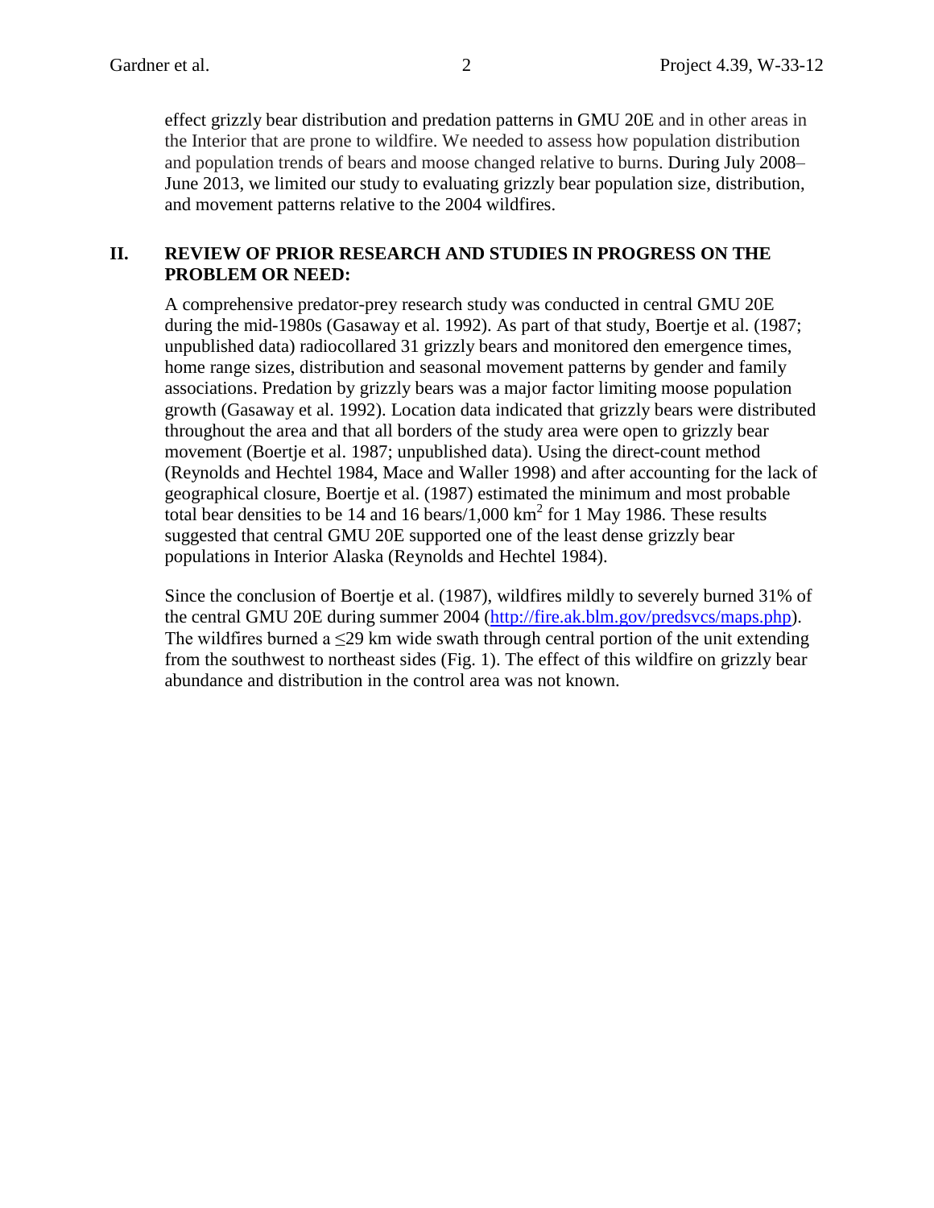effect grizzly bear distribution and predation patterns in GMU 20E and in other areas in the Interior that are prone to wildfire. We needed to assess how population distribution and population trends of bears and moose changed relative to burns. During July 2008–June 2013, we limited our study to evaluating grizzly bear population size, distribution, and movement patterns relative to the 2004 wildfires.

## II. REVIEW OF PRIOR RESEARCH AND STUDIES IN PROGRESS ON THE PROBLEM OR NEED:

A comprehensive predator-prey research study was conducted in central GMU 20E during the mid-1980s (Gasaway et al. 1992). As part of that study, Boertje et al. (1987; unpublished data) radiocollared 31 grizzly bears and monitored den emergence times, home range sizes, distribution and seasonal movement patterns by gender and family associations. Predation by grizzly bears was a major factor limiting moose population growth (Gasaway et al. 1992). Location data indicated that grizzly bears were distributed throughout the area and that all borders of the study area were open to grizzly bear movement (Boertje et al. 1987; unpublished data). Using the direct-count method (Reynolds and Hechtel 1984, Mace and Waller 1998) and after accounting for the lack of geographical closure, Boertje et al. (1987) estimated the minimum and most probable total bear densities to be 14 and 16 bears/1,000 km$^2$ for 1 May 1986. These results suggested that central GMU 20E supported one of the least dense grizzly bear populations in Interior Alaska (Reynolds and Hechtel 1984).

Since the conclusion of Boertje et al. (1987), wildfires mildly to severely burned 31% of the central GMU 20E during summer 2004 (http://fire.ak.blm.gov/predsvcs/maps.php). The wildfires burned a ≤29 km wide swath through central portion of the unit extending from the southwest to northeast sides (Fig. 1). The effect of this wildfire on grizzly bear abundance and distribution in the control area was not known.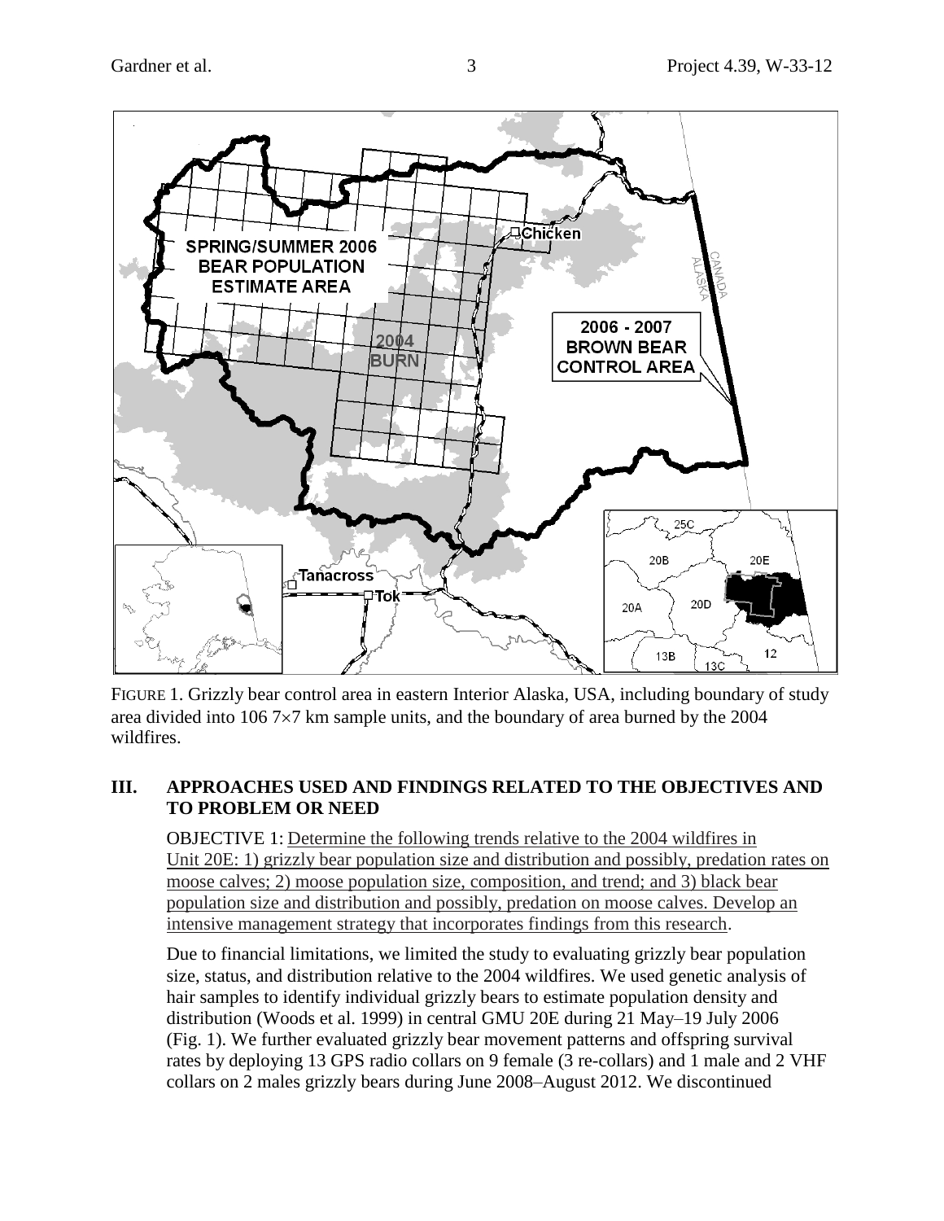FIGURE 1. Grizzly bear control area in eastern Interior Alaska, USA, including boundary of study area divided into 106 7×7 km sample units, and the boundary of area burned by the 2004 wildfires.

## III. APPROACHES USED AND FINDINGS RELATED TO THE OBJECTIVES AND TO PROBLEM OR NEED

OBJECTIVE 1: Determine the following trends relative to the 2004 wildfires in Unit 20E: 1) grizzly bear population size and distribution and possibly, predation rates on moose calves; 2) moose population size, composition, and trend; and 3) black bear population size and distribution and possibly, predation on moose calves. Develop an intensive management strategy that incorporates findings from this research.

Due to financial limitations, we limited the study to evaluating grizzly bear population size, status, and distribution relative to the 2004 wildfires. We used genetic analysis of hair samples to identify individual grizzly bears to estimate population density and distribution (Woods et al. 1999) in central GMU 20E during 21 May–19 July 2006 (Fig. 1). We further evaluated grizzly bear movement patterns and offspring survival rates by deploying 13 GPS radio collars on 9 female (3 re-collars) and 1 male and 2 VHF collars on 2 males grizzly bears during June 2008–August 2012. We discontinued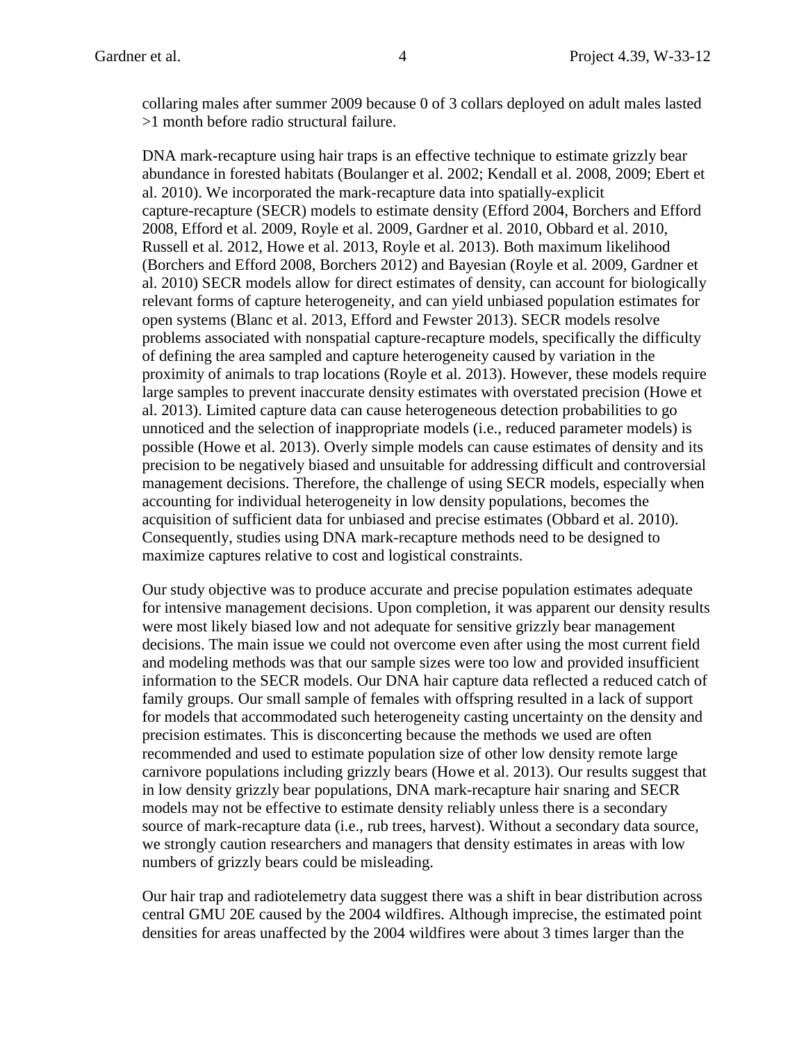collaring males after summer 2009 because 0 of 3 collars deployed on adult males lasted >1 month before radio structural failure.

DNA mark-recapture using hair traps is an effective technique to estimate grizzly bear abundance in forested habitats (Boulanger et al. 2002; Kendall et al. 2008, 2009; Ebert et al. 2010). We incorporated the mark-recapture data into spatially-explicit capture-recapture (SECR) models to estimate density (Efford 2004, Borchers and Efford 2008, Efford et al. 2009, Royle et al. 2009, Gardner et al. 2010, Obbard et al. 2010, Russell et al. 2012, Howe et al. 2013, Royle et al. 2013). Both maximum likelihood (Borchers and Efford 2008, Borchers 2012) and Bayesian (Royle et al. 2009, Gardner et al. 2010) SECR models allow for direct estimates of density, can account for biologically relevant forms of capture heterogeneity, and can yield unbiased population estimates for open systems (Blanc et al. 2013, Efford and Fewster 2013). SECR models resolve problems associated with nonspatial capture-recapture models, specifically the difficulty of defining the area sampled and capture heterogeneity caused by variation in the proximity of animals to trap locations (Royle et al. 2013). However, these models require large samples to prevent inaccurate density estimates with overstated precision (Howe et al. 2013). Limited capture data can cause heterogeneous detection probabilities to go unnoticed and the selection of inappropriate models (i.e., reduced parameter models) is possible (Howe et al. 2013). Overly simple models can cause estimates of density and its precision to be negatively biased and unsuitable for addressing difficult and controversial management decisions. Therefore, the challenge of using SECR models, especially when accounting for individual heterogeneity in low density populations, becomes the acquisition of sufficient data for unbiased and precise estimates (Obbard et al. 2010). Consequently, studies using DNA mark-recapture methods need to be designed to maximize captures relative to cost and logistical constraints.

Our study objective was to produce accurate and precise population estimates adequate for intensive management decisions. Upon completion, it was apparent our density results were most likely biased low and not adequate for sensitive grizzly bear management decisions. The main issue we could not overcome even after using the most current field and modeling methods was that our sample sizes were too low and provided insufficient information to the SECR models. Our DNA hair capture data reflected a reduced catch of family groups. Our small sample of females with offspring resulted in a lack of support for models that accommodated such heterogeneity casting uncertainty on the density and precision estimates. This is disconcerting because the methods we used are often recommended and used to estimate population size of other low density remote large carnivore populations including grizzly bears (Howe et al. 2013). Our results suggest that in low density grizzly bear populations, DNA mark-recapture hair snaring and SECR models may not be effective to estimate density reliably unless there is a secondary source of mark-recapture data (i.e., rub trees, harvest). Without a secondary data source, we strongly caution researchers and managers that density estimates in areas with low numbers of grizzly bears could be misleading.

Our hair trap and radiotelemetry data suggest there was a shift in bear distribution across central GMU 20E caused by the 2004 wildfires. Although imprecise, the estimated point densities for areas unaffected by the 2004 wildfires were about 3 times larger than the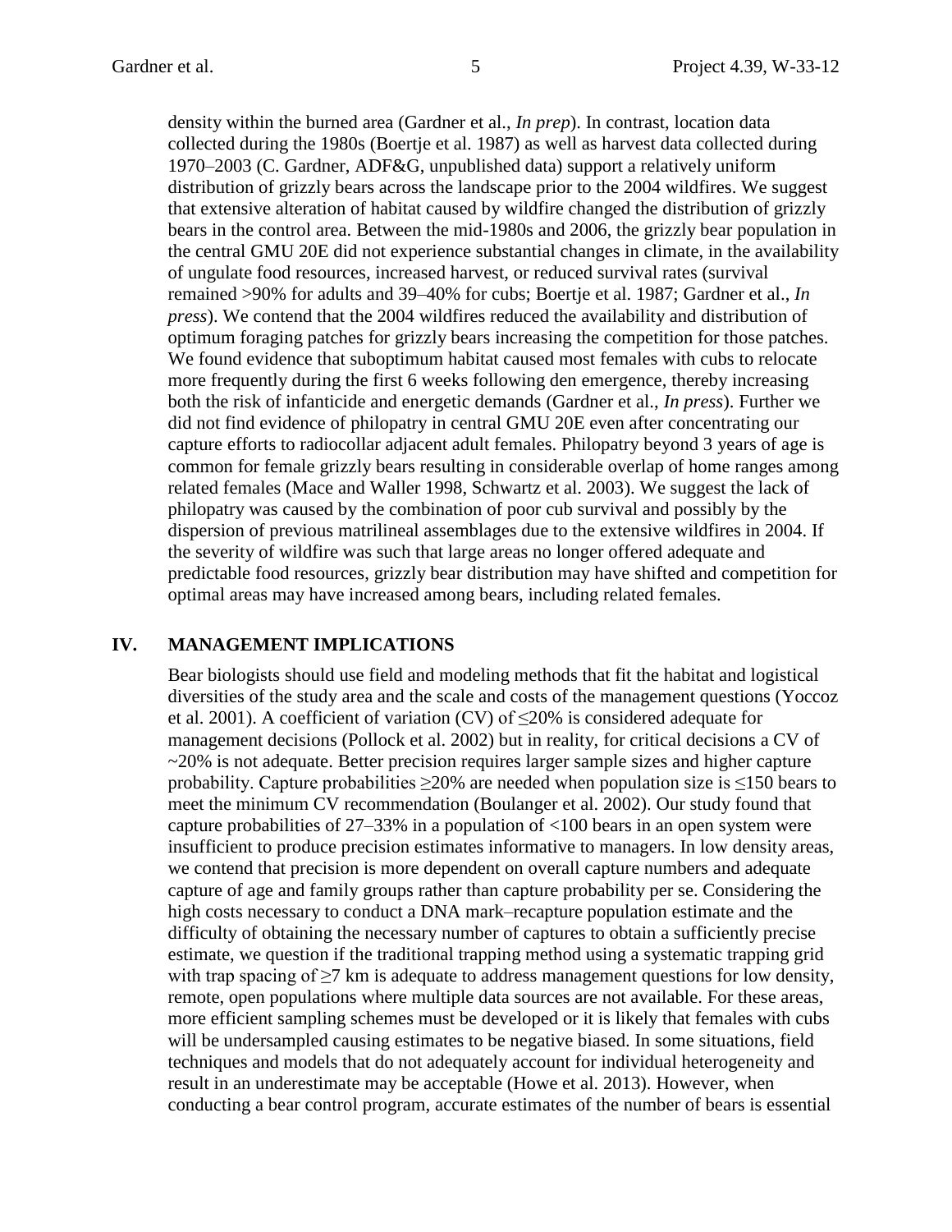density within the burned area (Gardner et al., *In prep*). In contrast, location data collected during the 1980s (Boertje et al. 1987) as well as harvest data collected during 1970–2003 (C. Gardner, ADF&G, unpublished data) support a relatively uniform distribution of grizzly bears across the landscape prior to the 2004 wildfires. We suggest that extensive alteration of habitat caused by wildfire changed the distribution of grizzly bears in the control area. Between the mid-1980s and 2006, the grizzly bear population in the central GMU 20E did not experience substantial changes in climate, in the availability of ungulate food resources, increased harvest, or reduced survival rates (survival remained >90% for adults and 39–40% for cubs; Boertje et al. 1987; Gardner et al., *In press*). We contend that the 2004 wildfires reduced the availability and distribution of optimum foraging patches for grizzly bears increasing the competition for those patches. We found evidence that suboptimum habitat caused most females with cubs to relocate more frequently during the first 6 weeks following den emergence, thereby increasing both the risk of infanticide and energetic demands (Gardner et al., *In press*). Further we did not find evidence of philopatry in central GMU 20E even after concentrating our capture efforts to radiocollar adjacent adult females. Philopatry beyond 3 years of age is common for female grizzly bears resulting in considerable overlap of home ranges among related females (Mace and Waller 1998, Schwartz et al. 2003). We suggest the lack of philopatry was caused by the combination of poor cub survival and possibly by the dispersion of previous matrilineal assemblages due to the extensive wildfires in 2004. If the severity of wildfire was such that large areas no longer offered adequate and predictable food resources, grizzly bear distribution may have shifted and competition for optimal areas may have increased among bears, including related females.

## IV. MANAGEMENT IMPLICATIONS

Bear biologists should use field and modeling methods that fit the habitat and logistical diversities of the study area and the scale and costs of the management questions (Yoccoz et al. 2001). A coefficient of variation (CV) of ≤20% is considered adequate for management decisions (Pollock et al. 2002) but in reality, for critical decisions a CV of ~20% is not adequate. Better precision requires larger sample sizes and higher capture probability. Capture probabilities ≥20% are needed when population size is ≤150 bears to meet the minimum CV recommendation (Boulanger et al. 2002). Our study found that capture probabilities of 27–33% in a population of <100 bears in an open system were insufficient to produce precision estimates informative to managers. In low density areas, we contend that precision is more dependent on overall capture numbers and adequate capture of age and family groups rather than capture probability per se. Considering the high costs necessary to conduct a DNA mark–recapture population estimate and the difficulty of obtaining the necessary number of captures to obtain a sufficiently precise estimate, we question if the traditional trapping method using a systematic trapping grid with trap spacing of ≥7 km is adequate to address management questions for low density, remote, open populations where multiple data sources are not available. For these areas, more efficient sampling schemes must be developed or it is likely that females with cubs will be undersampled causing estimates to be negative biased. In some situations, field techniques and models that do not adequately account for individual heterogeneity and result in an underestimate may be acceptable (Howe et al. 2013). However, when conducting a bear control program, accurate estimates of the number of bears is essential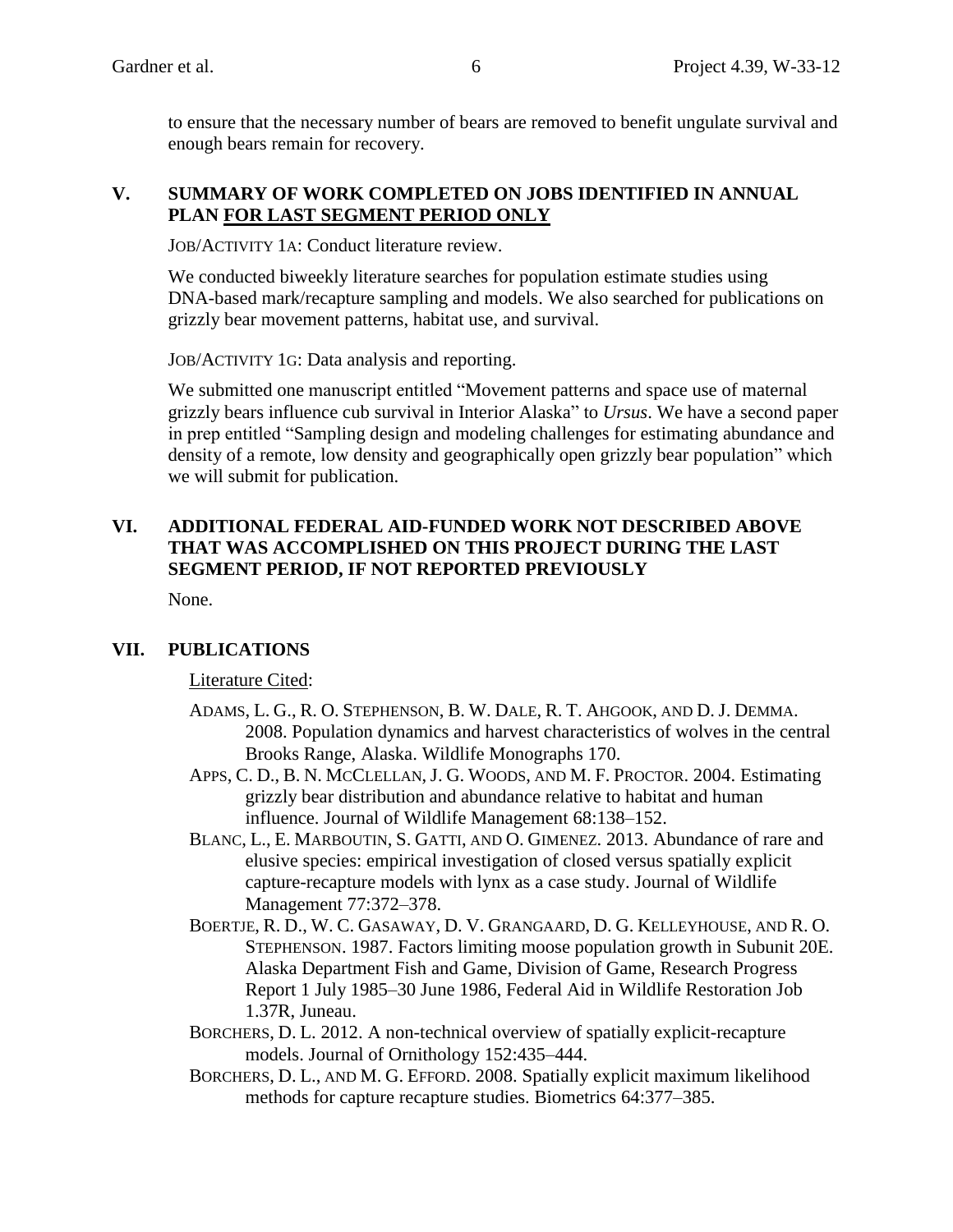to ensure that the necessary number of bears are removed to benefit ungulate survival and enough bears remain for recovery.

## V. SUMMARY OF WORK COMPLETED ON JOBS IDENTIFIED IN ANNUAL PLAN FOR LAST SEGMENT PERIOD ONLY

JOB/ACTIVITY 1A: Conduct literature review.

We conducted biweekly literature searches for population estimate studies using DNA-based mark/recapture sampling and models. We also searched for publications on grizzly bear movement patterns, habitat use, and survival.

JOB/ACTIVITY 1G: Data analysis and reporting.

We submitted one manuscript entitled "Movement patterns and space use of maternal grizzly bears influence cub survival in Interior Alaska" to *Ursus*. We have a second paper in prep entitled "Sampling design and modeling challenges for estimating abundance and density of a remote, low density and geographically open grizzly bear population" which we will submit for publication.

## VI. ADDITIONAL FEDERAL AID-FUNDED WORK NOT DESCRIBED ABOVE THAT WAS ACCOMPLISHED ON THIS PROJECT DURING THE LAST SEGMENT PERIOD, IF NOT REPORTED PREVIOUSLY

None.

## VII. PUBLICATIONS

Literature Cited:

ADAMS, L. G., R. O. STEPHENSON, B. W. DALE, R. T. AHGOOK, AND D. J. DEMMA. 2008. Population dynamics and harvest characteristics of wolves in the central Brooks Range, Alaska. Wildlife Monographs 170.

APPS, C. D., B. N. MCCLELLAN, J. G. WOODS, AND M. F. PROCTOR. 2004. Estimating grizzly bear distribution and abundance relative to habitat and human influence. Journal of Wildlife Management 68:138–152.

BLANC, L., E. MARBOUTIN, S. GATTI, AND O. GIMENEZ. 2013. Abundance of rare and elusive species: empirical investigation of closed versus spatially explicit capture-recapture models with lynx as a case study. Journal of Wildlife Management 77:372–378.

BOERTJE, R. D., W. C. GASAWAY, D. V. GRANGAARD, D. G. KELLEYHOUSE, AND R. O. STEPHENSON. 1987. Factors limiting moose population growth in Subunit 20E. Alaska Department Fish and Game, Division of Game, Research Progress Report 1 July 1985–30 June 1986, Federal Aid in Wildlife Restoration Job 1.37R, Juneau.

BORCHERS, D. L. 2012. A non-technical overview of spatially explicit-recapture models. Journal of Ornithology 152:435–444.

BORCHERS, D. L., AND M. G. EFFORD. 2008. Spatially explicit maximum likelihood methods for capture recapture studies. Biometrics 64:377–385.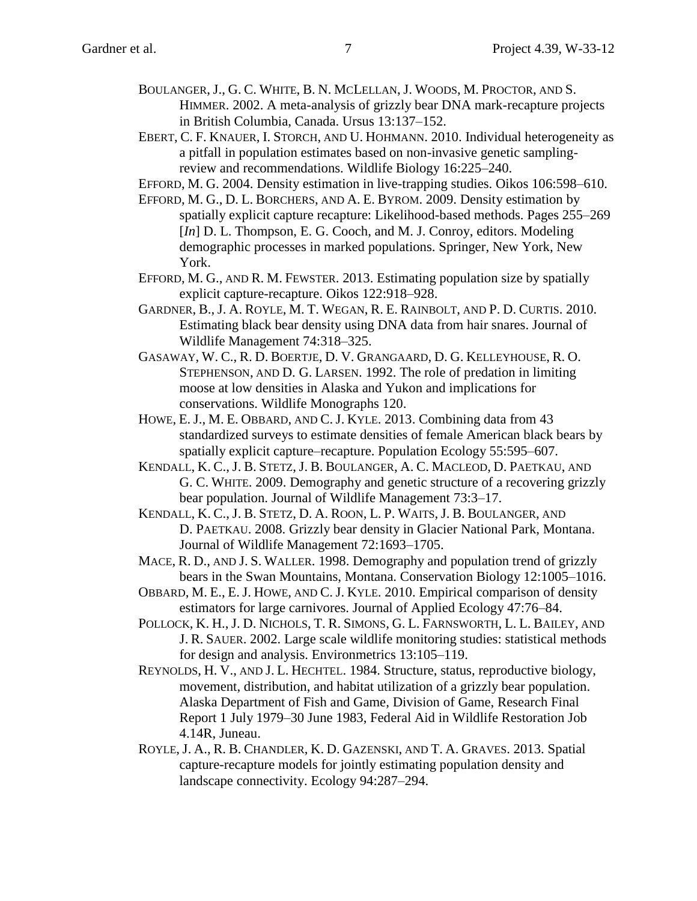BOULANGER, J., G. C. WHITE, B. N. MCLELLAN, J. WOODS, M. PROCTOR, AND S. HIMMER. 2002. A meta-analysis of grizzly bear DNA mark-recapture projects in British Columbia, Canada. Ursus 13:137–152.

EBERT, C. F. KNAUER, I. STORCH, AND U. HOHMANN. 2010. Individual heterogeneity as a pitfall in population estimates based on non-invasive genetic sampling-review and recommendations. Wildlife Biology 16:225–240.

EFFORD, M. G. 2004. Density estimation in live-trapping studies. Oikos 106:598–610.

EFFORD, M. G., D. L. BORCHERS, AND A. E. BYROM. 2009. Density estimation by spatially explicit capture recapture: Likelihood-based methods. Pages 255–269 [*In*] D. L. Thompson, E. G. Cooch, and M. J. Conroy, editors. Modeling demographic processes in marked populations. Springer, New York, New York.

EFFORD, M. G., AND R. M. FEWSTER. 2013. Estimating population size by spatially explicit capture-recapture. Oikos 122:918–928.

GARDNER, B., J. A. ROYLE, M. T. WEGAN, R. E. RAINBOLT, AND P. D. CURTIS. 2010. Estimating black bear density using DNA data from hair snares. Journal of Wildlife Management 74:318–325.

GASAWAY, W. C., R. D. BOERTJE, D. V. GRANGAARD, D. G. KELLEYHOUSE, R. O. STEPHENSON, AND D. G. LARSEN. 1992. The role of predation in limiting moose at low densities in Alaska and Yukon and implications for conservations. Wildlife Monographs 120.

HOWE, E. J., M. E. OBBARD, AND C. J. KYLE. 2013. Combining data from 43 standardized surveys to estimate densities of female American black bears by spatially explicit capture–recapture. Population Ecology 55:595–607.

KENDALL, K. C., J. B. STETZ, J. B. BOULANGER, A. C. MACLEOD, D. PAETKAU, AND G. C. WHITE. 2009. Demography and genetic structure of a recovering grizzly bear population. Journal of Wildlife Management 73:3–17.

KENDALL, K. C., J. B. STETZ, D. A. ROON, L. P. WAITS, J. B. BOULANGER, AND D. PAETKAU. 2008. Grizzly bear density in Glacier National Park, Montana. Journal of Wildlife Management 72:1693–1705.

MACE, R. D., AND J. S. WALLER. 1998. Demography and population trend of grizzly bears in the Swan Mountains, Montana. Conservation Biology 12:1005–1016.

OBBARD, M. E., E. J. HOWE, AND C. J. KYLE. 2010. Empirical comparison of density estimators for large carnivores. Journal of Applied Ecology 47:76–84.

POLLOCK, K. H., J. D. NICHOLS, T. R. SIMONS, G. L. FARNSWORTH, L. L. BAILEY, AND J. R. SAUER. 2002. Large scale wildlife monitoring studies: statistical methods for design and analysis. Environmetrics 13:105–119.

REYNOLDS, H. V., AND J. L. HECHTEL. 1984. Structure, status, reproductive biology, movement, distribution, and habitat utilization of a grizzly bear population. Alaska Department of Fish and Game, Division of Game, Research Final Report 1 July 1979–30 June 1983, Federal Aid in Wildlife Restoration Job 4.14R, Juneau.

ROYLE, J. A., R. B. CHANDLER, K. D. GAZENSKI, AND T. A. GRAVES. 2013. Spatial capture-recapture models for jointly estimating population density and landscape connectivity. Ecology 94:287–294.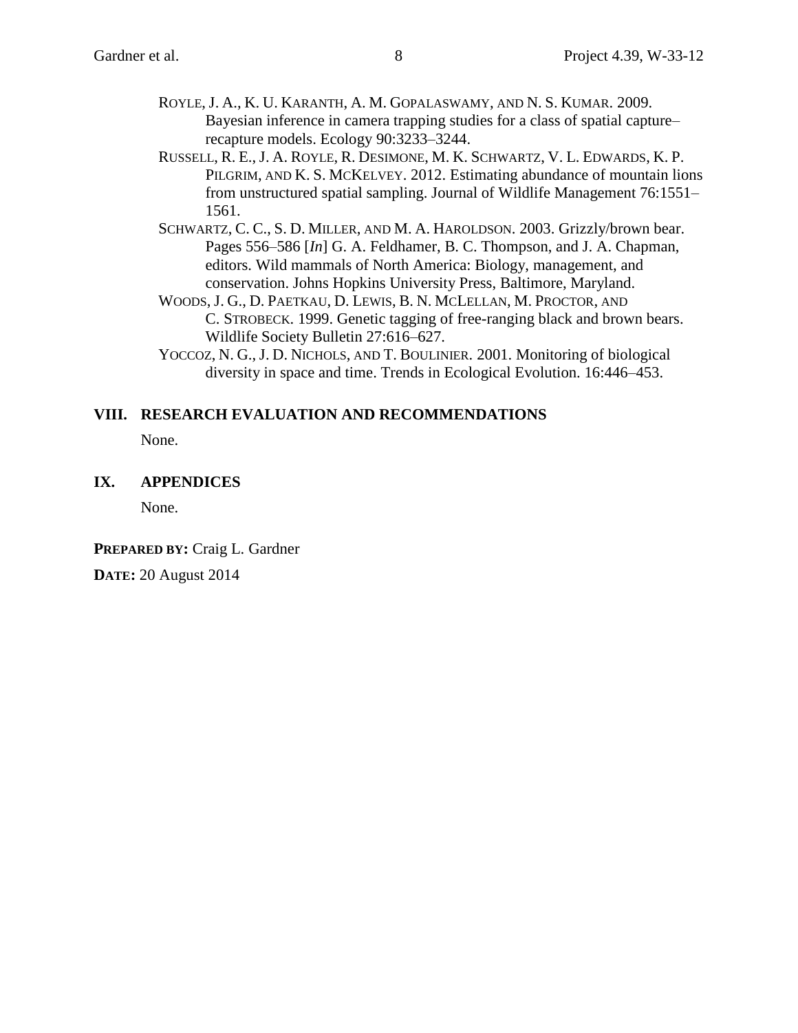ROYLE, J. A., K. U. KARANTH, A. M. GOPALASWAMY, AND N. S. KUMAR. 2009. Bayesian inference in camera trapping studies for a class of spatial capture–recapture models. Ecology 90:3233–3244.

RUSSELL, R. E., J. A. ROYLE, R. DESIMONE, M. K. SCHWARTZ, V. L. EDWARDS, K. P. PILGRIM, AND K. S. MCKELVEY. 2012. Estimating abundance of mountain lions from unstructured spatial sampling. Journal of Wildlife Management 76:1551–1561.

SCHWARTZ, C. C., S. D. MILLER, AND M. A. HAROLDSON. 2003. Grizzly/brown bear. Pages 556–586 [*In*] G. A. Feldhamer, B. C. Thompson, and J. A. Chapman, editors. Wild mammals of North America: Biology, management, and conservation. Johns Hopkins University Press, Baltimore, Maryland.

WOODS, J. G., D. PAETKAU, D. LEWIS, B. N. MCLELLAN, M. PROCTOR, AND C. STROBECK. 1999. Genetic tagging of free-ranging black and brown bears. Wildlife Society Bulletin 27:616–627.

YOCCOZ, N. G., J. D. NICHOLS, AND T. BOULINIER. 2001. Monitoring of biological diversity in space and time. Trends in Ecological Evolution. 16:446–453.

## VIII. RESEARCH EVALUATION AND RECOMMENDATIONS

None.

## IX. APPENDICES

None.

**PREPARED BY:** Craig L. Gardner

**DATE:** 20 August 2014